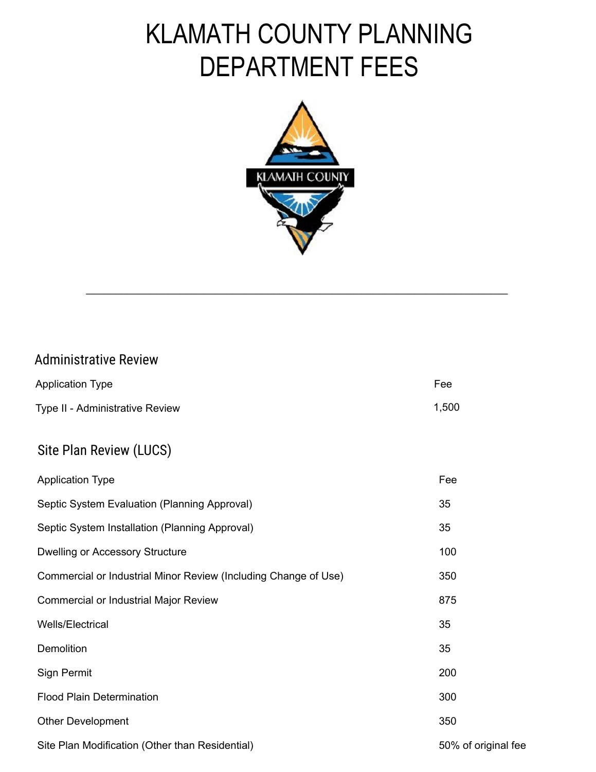# KLAMATH COUNTY PLANNING DEPARTMENT FEES

## Administrative Review

| Application Type | Fee |
| --- | --- |
| Type II - Administrative Review | 1,500 |

## Site Plan Review (LUCS)

| Application Type | Fee |
| --- | --- |
| Septic System Evaluation (Planning Approval) | 35 |
| Septic System Installation (Planning Approval) | 35 |
| Dwelling or Accessory Structure | 100 |
| Commercial or Industrial Minor Review (Including Change of Use) | 350 |
| Commercial or Industrial Major Review | 875 |
| Wells/Electrical | 35 |
| Demolition | 35 |
| Sign Permit | 200 |
| Flood Plain Determination | 300 |
| Other Development | 350 |
| Site Plan Modification (Other than Residential) | 50% of original fee |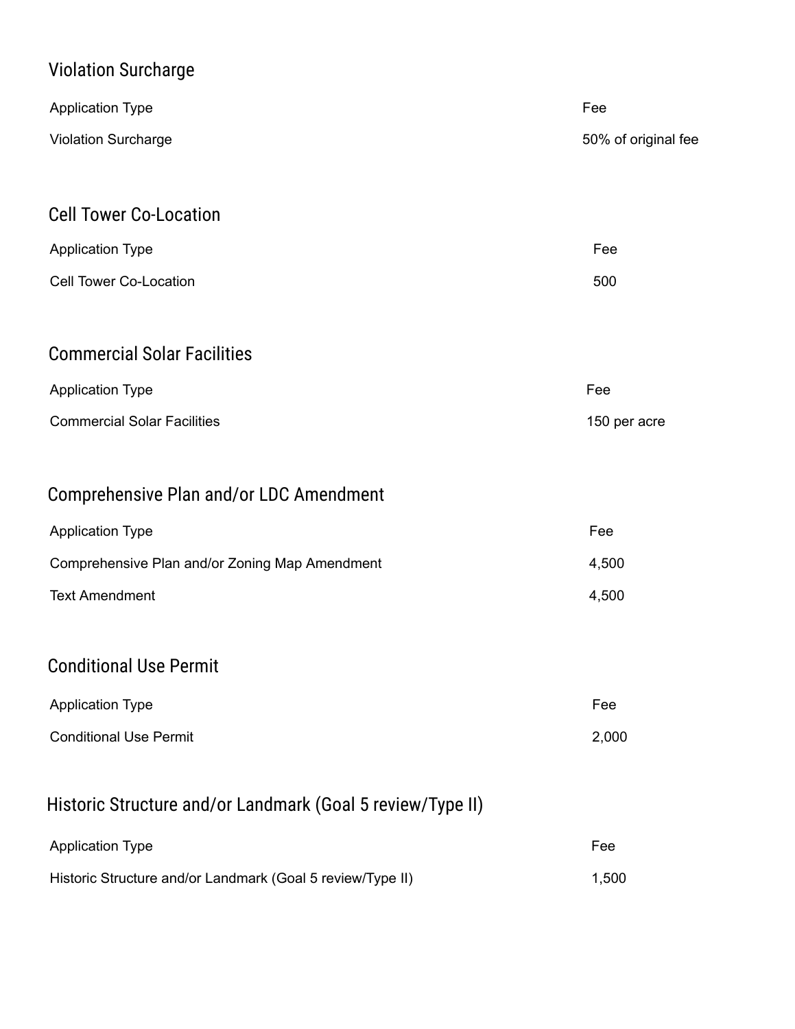## Violation Surcharge

| Application Type | Fee |
| --- | --- |
| Violation Surcharge | 50% of original fee |

## Cell Tower Co-Location

| Application Type | Fee |
| --- | --- |
| Cell Tower Co-Location | 500 |

## Commercial Solar Facilities

| Application Type | Fee |
| --- | --- |
| Commercial Solar Facilities | 150 per acre |

## Comprehensive Plan and/or LDC Amendment

| Application Type | Fee |
| --- | --- |
| Comprehensive Plan and/or Zoning Map Amendment | 4,500 |
| Text Amendment | 4,500 |

## Conditional Use Permit

| Application Type | Fee |
| --- | --- |
| Conditional Use Permit | 2,000 |

## Historic Structure and/or Landmark (Goal 5 review/Type II)

| Application Type | Fee |
| --- | --- |
| Historic Structure and/or Landmark (Goal 5 review/Type II) | 1,500 |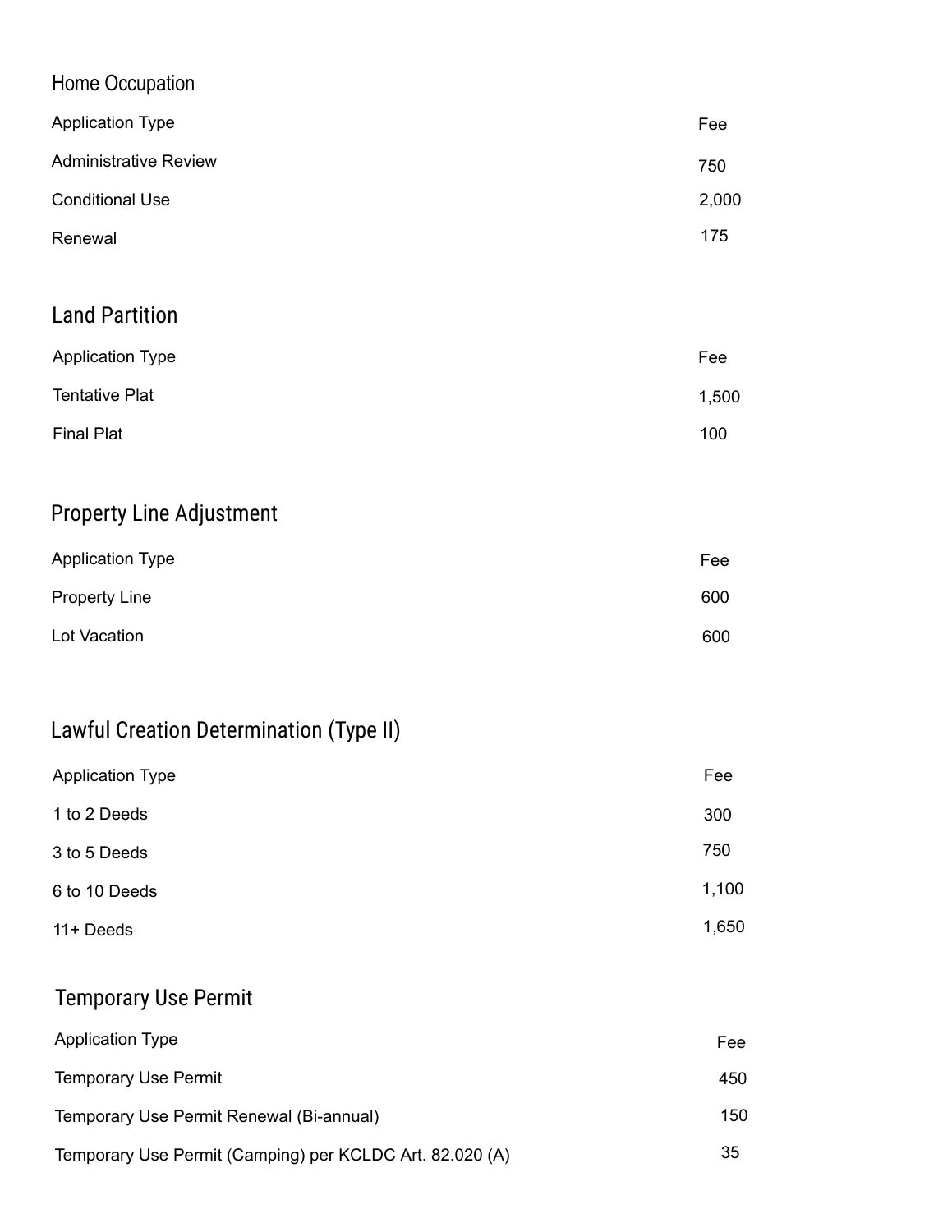## Home Occupation

| Application Type | Fee |
| --- | --- |
| Administrative Review | 750 |
| Conditional Use | 2,000 |
| Renewal | 175 |

## Land Partition

| Application Type | Fee |
| --- | --- |
| Tentative Plat | 1,500 |
| Final Plat | 100 |

## Property Line Adjustment

| Application Type | Fee |
| --- | --- |
| Property Line | 600 |
| Lot Vacation | 600 |

## Lawful Creation Determination (Type II)

| Application Type | Fee |
| --- | --- |
| 1 to 2 Deeds | 300 |
| 3 to 5 Deeds | 750 |
| 6 to 10 Deeds | 1,100 |
| 11+ Deeds | 1,650 |

## Temporary Use Permit

| Application Type | Fee |
| --- | --- |
| Temporary Use Permit | 450 |
| Temporary Use Permit Renewal (Bi-annual) | 150 |
| Temporary Use Permit (Camping) per KCLDC Art. 82.020 (A) | 35 |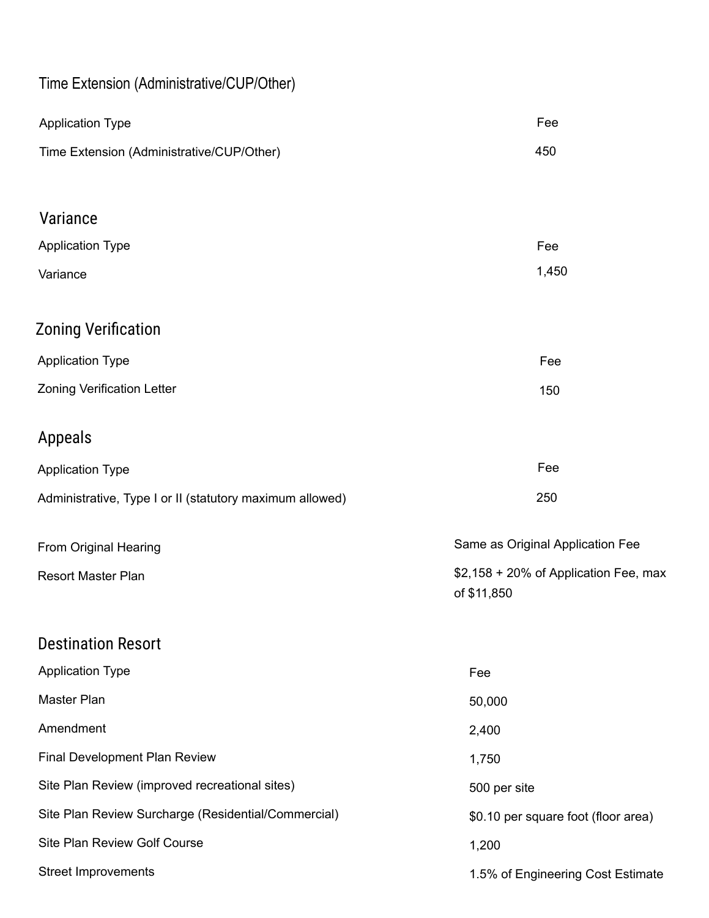## Time Extension (Administrative/CUP/Other)

| Application Type | Fee |
| --- | --- |
| Time Extension (Administrative/CUP/Other) | 450 |

## Variance

| Application Type | Fee |
| --- | --- |
| Variance | 1,450 |

## Zoning Verification

| Application Type | Fee |
| --- | --- |
| Zoning Verification Letter | 150 |

## Appeals

| Application Type | Fee |
| --- | --- |
| Administrative, Type I or II (statutory maximum allowed) | 250 |
| From Original Hearing | Same as Original Application Fee |
| Resort Master Plan | $2,158 + 20% of Application Fee, max of $11,850 |

## Destination Resort

| Application Type | Fee |
| --- | --- |
| Master Plan | 50,000 |
| Amendment | 2,400 |
| Final Development Plan Review | 1,750 |
| Site Plan Review (improved recreational sites) | 500 per site |
| Site Plan Review Surcharge (Residential/Commercial) | $0.10 per square foot (floor area) |
| Site Plan Review Golf Course | 1,200 |
| Street Improvements | 1.5% of Engineering Cost Estimate |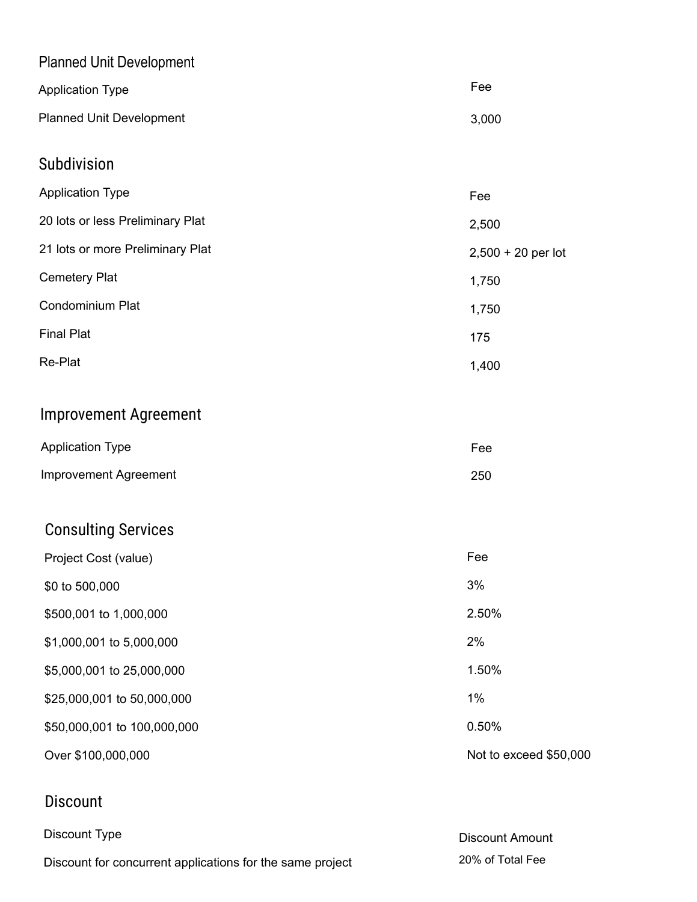## Planned Unit Development

| Application Type | Fee |
|---|---|
| Planned Unit Development | 3,000 |

## Subdivision

| Application Type | Fee |
|---|---|
| 20 lots or less Preliminary Plat | 2,500 |
| 21 lots or more Preliminary Plat | 2,500 + 20 per lot |
| Cemetery Plat | 1,750 |
| Condominium Plat | 1,750 |
| Final Plat | 175 |
| Re-Plat | 1,400 |

## Improvement Agreement

| Application Type | Fee |
|---|---|
| Improvement Agreement | 250 |

## Consulting Services

| Project Cost (value) | Fee |
|---|---|
| $0 to 500,000 | 3% |
| $500,001 to 1,000,000 | 2.50% |
| $1,000,001 to 5,000,000 | 2% |
| $5,000,001 to 25,000,000 | 1.50% |
| $25,000,001 to 50,000,000 | 1% |
| $50,000,001 to 100,000,000 | 0.50% |
| Over $100,000,000 | Not to exceed $50,000 |

## Discount

| Discount Type | Discount Amount |
|---|---|
| Discount for concurrent applications for the same project | 20% of Total Fee |